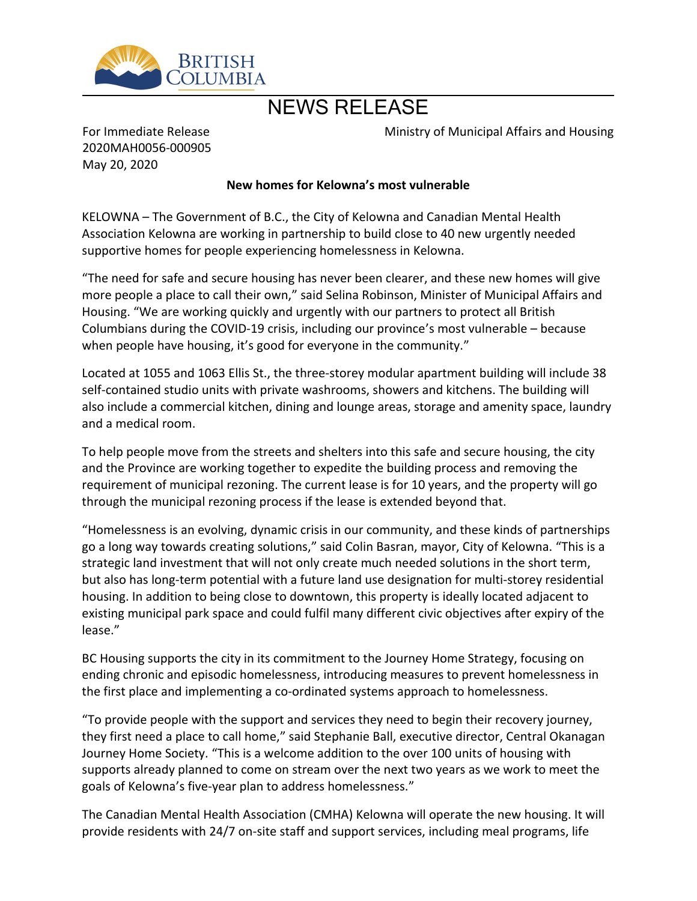BRITISH COLUMBIA

# NEWS RELEASE

For Immediate Release
2020MAH0056-000905
May 20, 2020

Ministry of Municipal Affairs and Housing

**New homes for Kelowna's most vulnerable**

KELOWNA – The Government of B.C., the City of Kelowna and Canadian Mental Health Association Kelowna are working in partnership to build close to 40 new urgently needed supportive homes for people experiencing homelessness in Kelowna.

"The need for safe and secure housing has never been clearer, and these new homes will give more people a place to call their own," said Selina Robinson, Minister of Municipal Affairs and Housing. "We are working quickly and urgently with our partners to protect all British Columbians during the COVID-19 crisis, including our province's most vulnerable – because when people have housing, it's good for everyone in the community."

Located at 1055 and 1063 Ellis St., the three-storey modular apartment building will include 38 self-contained studio units with private washrooms, showers and kitchens. The building will also include a commercial kitchen, dining and lounge areas, storage and amenity space, laundry and a medical room.

To help people move from the streets and shelters into this safe and secure housing, the city and the Province are working together to expedite the building process and removing the requirement of municipal rezoning. The current lease is for 10 years, and the property will go through the municipal rezoning process if the lease is extended beyond that.

"Homelessness is an evolving, dynamic crisis in our community, and these kinds of partnerships go a long way towards creating solutions," said Colin Basran, mayor, City of Kelowna. "This is a strategic land investment that will not only create much needed solutions in the short term, but also has long-term potential with a future land use designation for multi-storey residential housing. In addition to being close to downtown, this property is ideally located adjacent to existing municipal park space and could fulfil many different civic objectives after expiry of the lease."

BC Housing supports the city in its commitment to the Journey Home Strategy, focusing on ending chronic and episodic homelessness, introducing measures to prevent homelessness in the first place and implementing a co-ordinated systems approach to homelessness.

"To provide people with the support and services they need to begin their recovery journey, they first need a place to call home," said Stephanie Ball, executive director, Central Okanagan Journey Home Society. "This is a welcome addition to the over 100 units of housing with supports already planned to come on stream over the next two years as we work to meet the goals of Kelowna's five-year plan to address homelessness."

The Canadian Mental Health Association (CMHA) Kelowna will operate the new housing. It will provide residents with 24/7 on-site staff and support services, including meal programs, life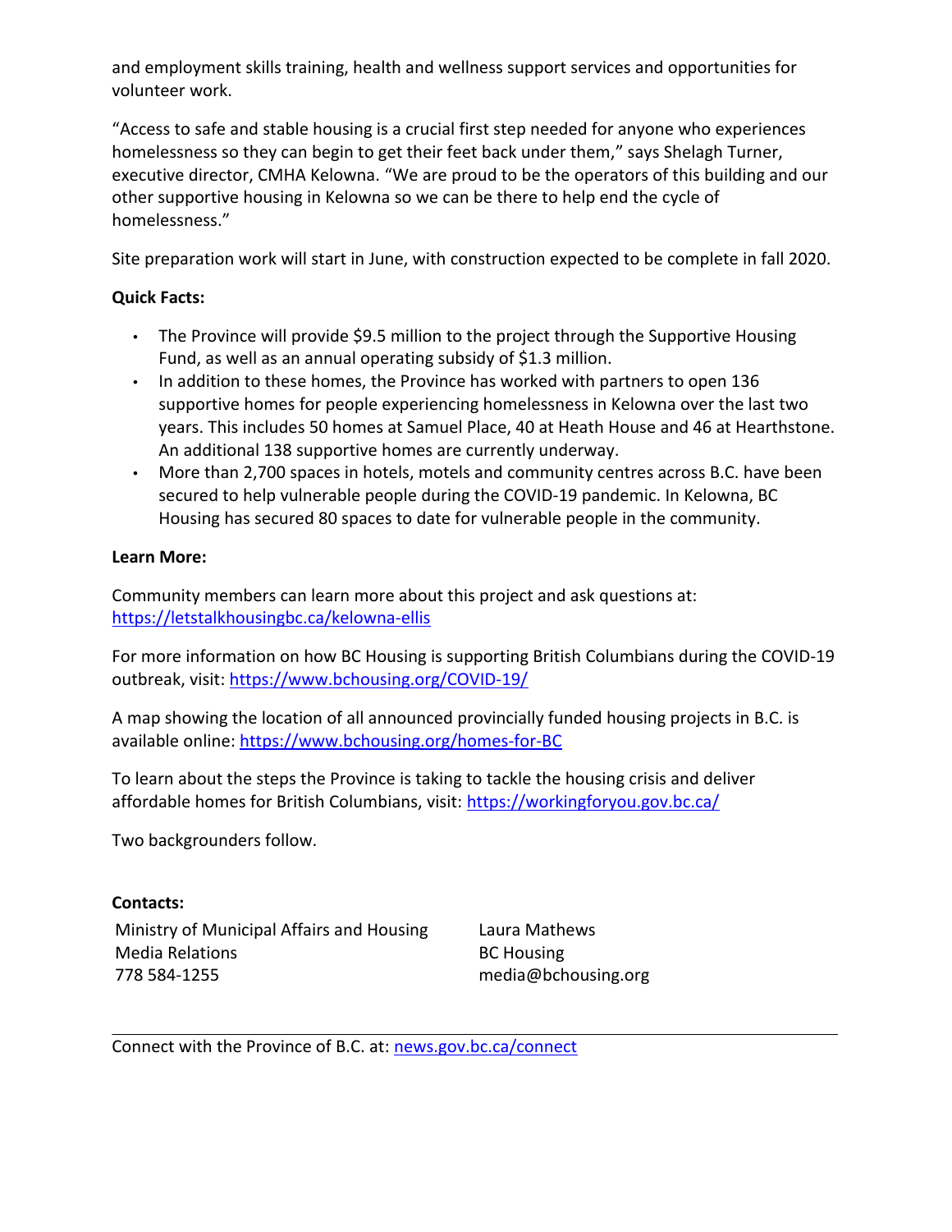and employment skills training, health and wellness support services and opportunities for volunteer work.

"Access to safe and stable housing is a crucial first step needed for anyone who experiences homelessness so they can begin to get their feet back under them," says Shelagh Turner, executive director, CMHA Kelowna. "We are proud to be the operators of this building and our other supportive housing in Kelowna so we can be there to help end the cycle of homelessness."

Site preparation work will start in June, with construction expected to be complete in fall 2020.

**Quick Facts:**

- The Province will provide $9.5 million to the project through the Supportive Housing Fund, as well as an annual operating subsidy of $1.3 million.
- In addition to these homes, the Province has worked with partners to open 136 supportive homes for people experiencing homelessness in Kelowna over the last two years. This includes 50 homes at Samuel Place, 40 at Heath House and 46 at Hearthstone. An additional 138 supportive homes are currently underway.
- More than 2,700 spaces in hotels, motels and community centres across B.C. have been secured to help vulnerable people during the COVID-19 pandemic. In Kelowna, BC Housing has secured 80 spaces to date for vulnerable people in the community.

**Learn More:**

Community members can learn more about this project and ask questions at: https://letstalkhousingbc.ca/kelowna-ellis

For more information on how BC Housing is supporting British Columbians during the COVID-19 outbreak, visit: https://www.bchousing.org/COVID-19/

A map showing the location of all announced provincially funded housing projects in B.C. is available online: https://www.bchousing.org/homes-for-BC

To learn about the steps the Province is taking to tackle the housing crisis and deliver affordable homes for British Columbians, visit: https://workingforyou.gov.bc.ca/

Two backgrounders follow.

**Contacts:**

| Ministry of Municipal Affairs and Housing<br>Media Relations<br>778 584-1255 | Laura Mathews<br>BC Housing<br>media@bchousing.org |
|---|---|

Connect with the Province of B.C. at: news.gov.bc.ca/connect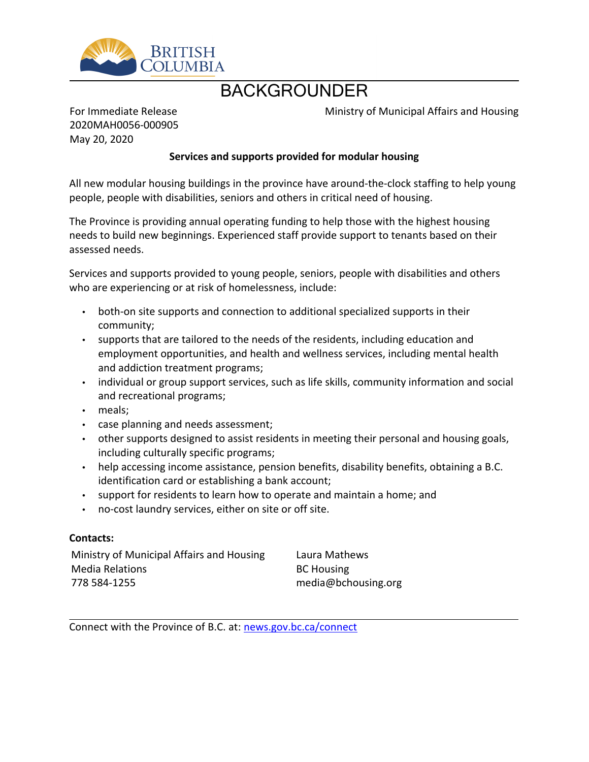BRITISH COLUMBIA

# BACKGROUNDER

For Immediate Release
2020MAH0056-000905
May 20, 2020

Ministry of Municipal Affairs and Housing

**Services and supports provided for modular housing**

All new modular housing buildings in the province have around-the-clock staffing to help young people, people with disabilities, seniors and others in critical need of housing.

The Province is providing annual operating funding to help those with the highest housing needs to build new beginnings. Experienced staff provide support to tenants based on their assessed needs.

Services and supports provided to young people, seniors, people with disabilities and others who are experiencing or at risk of homelessness, include:

- both-on site supports and connection to additional specialized supports in their community;
- supports that are tailored to the needs of the residents, including education and employment opportunities, and health and wellness services, including mental health and addiction treatment programs;
- individual or group support services, such as life skills, community information and social and recreational programs;
- meals;
- case planning and needs assessment;
- other supports designed to assist residents in meeting their personal and housing goals, including culturally specific programs;
- help accessing income assistance, pension benefits, disability benefits, obtaining a B.C. identification card or establishing a bank account;
- support for residents to learn how to operate and maintain a home; and
- no-cost laundry services, either on site or off site.

**Contacts:**

Ministry of Municipal Affairs and Housing
Media Relations
778 584-1255

Laura Mathews
BC Housing
media@bchousing.org

Connect with the Province of B.C. at: news.gov.bc.ca/connect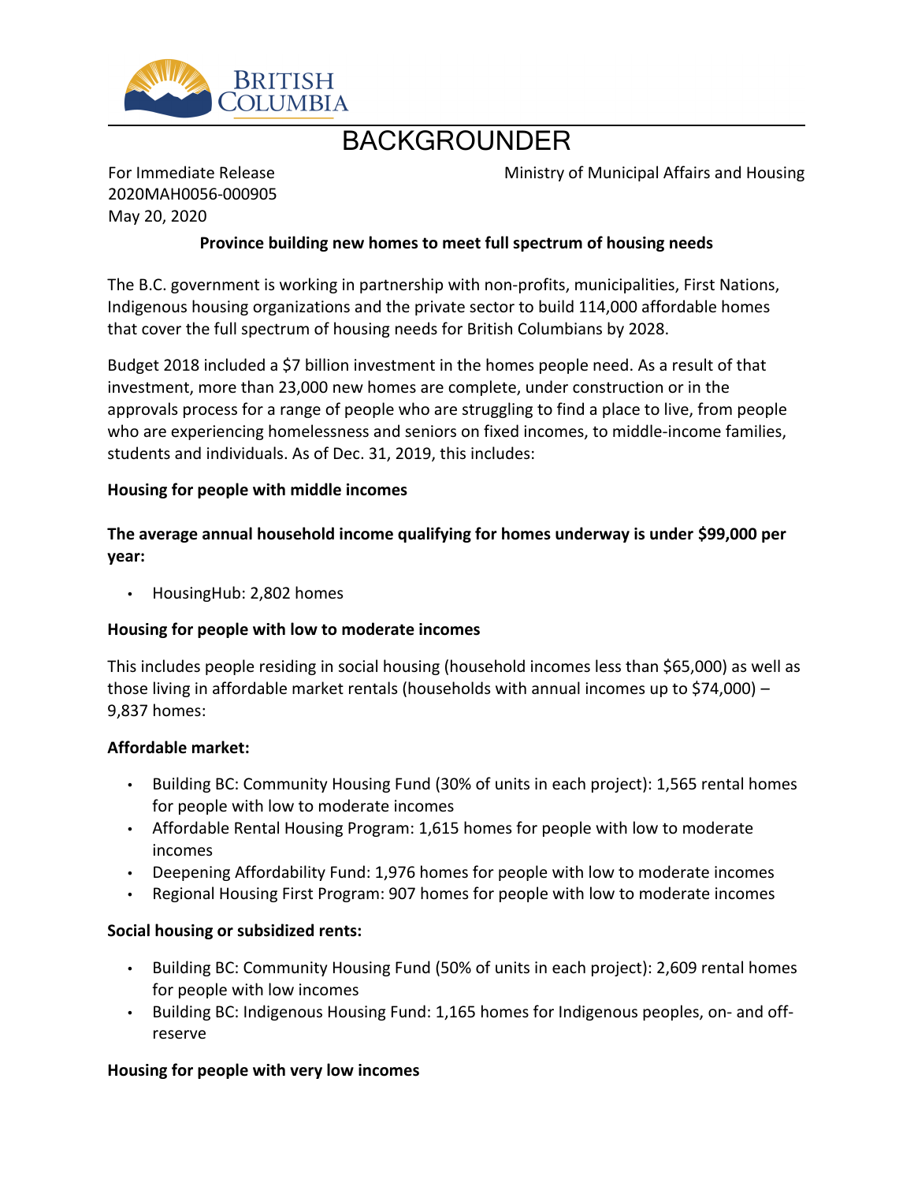# BACKGROUNDER

For Immediate Release
2020MAH0056-000905
May 20, 2020

Ministry of Municipal Affairs and Housing

**Province building new homes to meet full spectrum of housing needs**

The B.C. government is working in partnership with non-profits, municipalities, First Nations, Indigenous housing organizations and the private sector to build 114,000 affordable homes that cover the full spectrum of housing needs for British Columbians by 2028.

Budget 2018 included a $7 billion investment in the homes people need. As a result of that investment, more than 23,000 new homes are complete, under construction or in the approvals process for a range of people who are struggling to find a place to live, from people who are experiencing homelessness and seniors on fixed incomes, to middle-income families, students and individuals. As of Dec. 31, 2019, this includes:

**Housing for people with middle incomes**

**The average annual household income qualifying for homes underway is under $99,000 per year:**

- HousingHub: 2,802 homes

**Housing for people with low to moderate incomes**

This includes people residing in social housing (household incomes less than $65,000) as well as those living in affordable market rentals (households with annual incomes up to $74,000) – 9,837 homes:

**Affordable market:**

- Building BC: Community Housing Fund (30% of units in each project): 1,565 rental homes for people with low to moderate incomes
- Affordable Rental Housing Program: 1,615 homes for people with low to moderate incomes
- Deepening Affordability Fund: 1,976 homes for people with low to moderate incomes
- Regional Housing First Program: 907 homes for people with low to moderate incomes

**Social housing or subsidized rents:**

- Building BC: Community Housing Fund (50% of units in each project): 2,609 rental homes for people with low incomes
- Building BC: Indigenous Housing Fund: 1,165 homes for Indigenous peoples, on- and off-reserve

**Housing for people with very low incomes**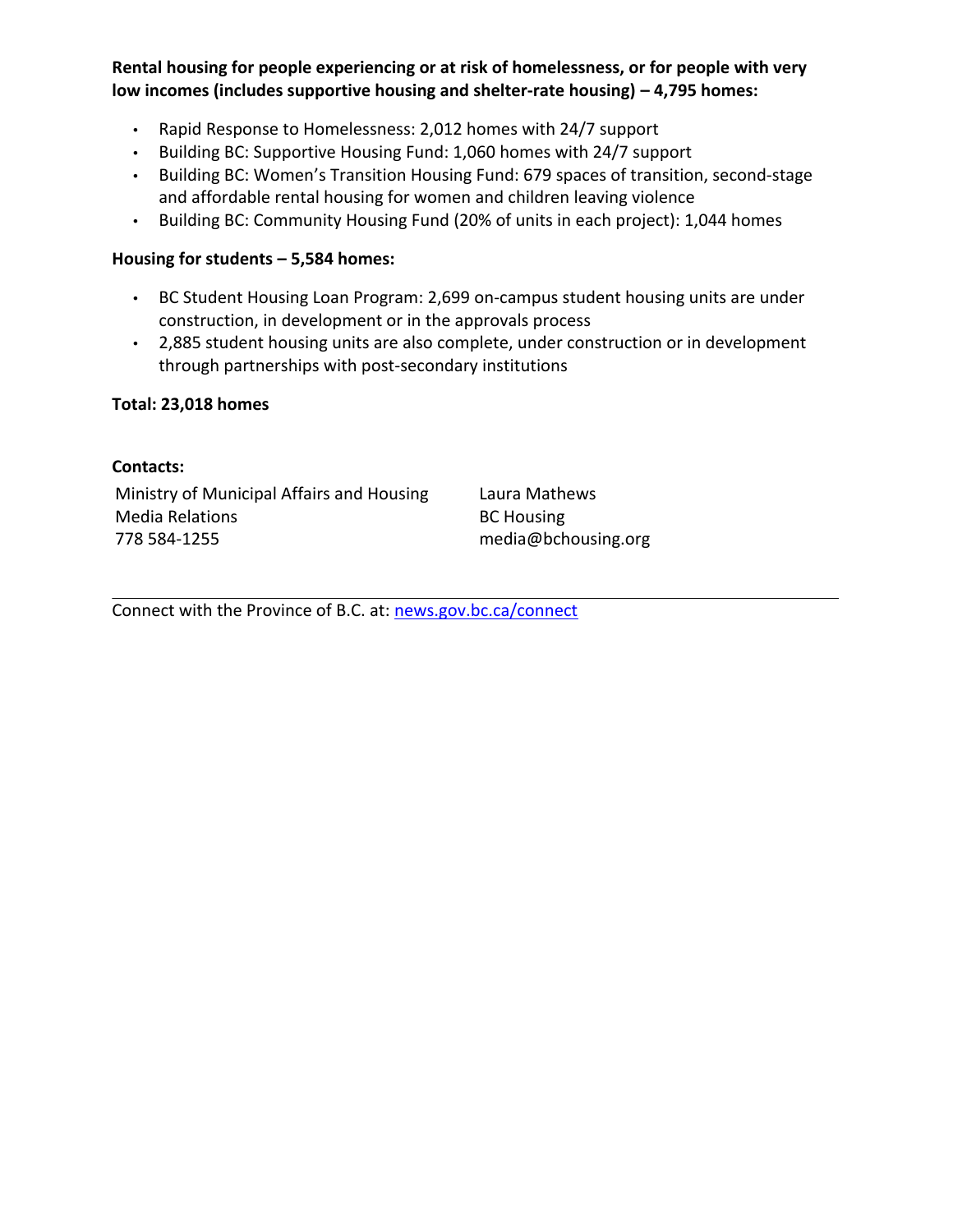**Rental housing for people experiencing or at risk of homelessness, or for people with very low incomes (includes supportive housing and shelter-rate housing) – 4,795 homes:**

- Rapid Response to Homelessness: 2,012 homes with 24/7 support
- Building BC: Supportive Housing Fund: 1,060 homes with 24/7 support
- Building BC: Women's Transition Housing Fund: 679 spaces of transition, second-stage and affordable rental housing for women and children leaving violence
- Building BC: Community Housing Fund (20% of units in each project): 1,044 homes

**Housing for students – 5,584 homes:**

- BC Student Housing Loan Program: 2,699 on-campus student housing units are under construction, in development or in the approvals process
- 2,885 student housing units are also complete, under construction or in development through partnerships with post-secondary institutions

**Total: 23,018 homes**

**Contacts:**

| | |
|---|---|
| Ministry of Municipal Affairs and Housing<br>Media Relations<br>778 584-1255 | Laura Mathews<br>BC Housing<br>media@bchousing.org |

---

Connect with the Province of B.C. at: news.gov.bc.ca/connect